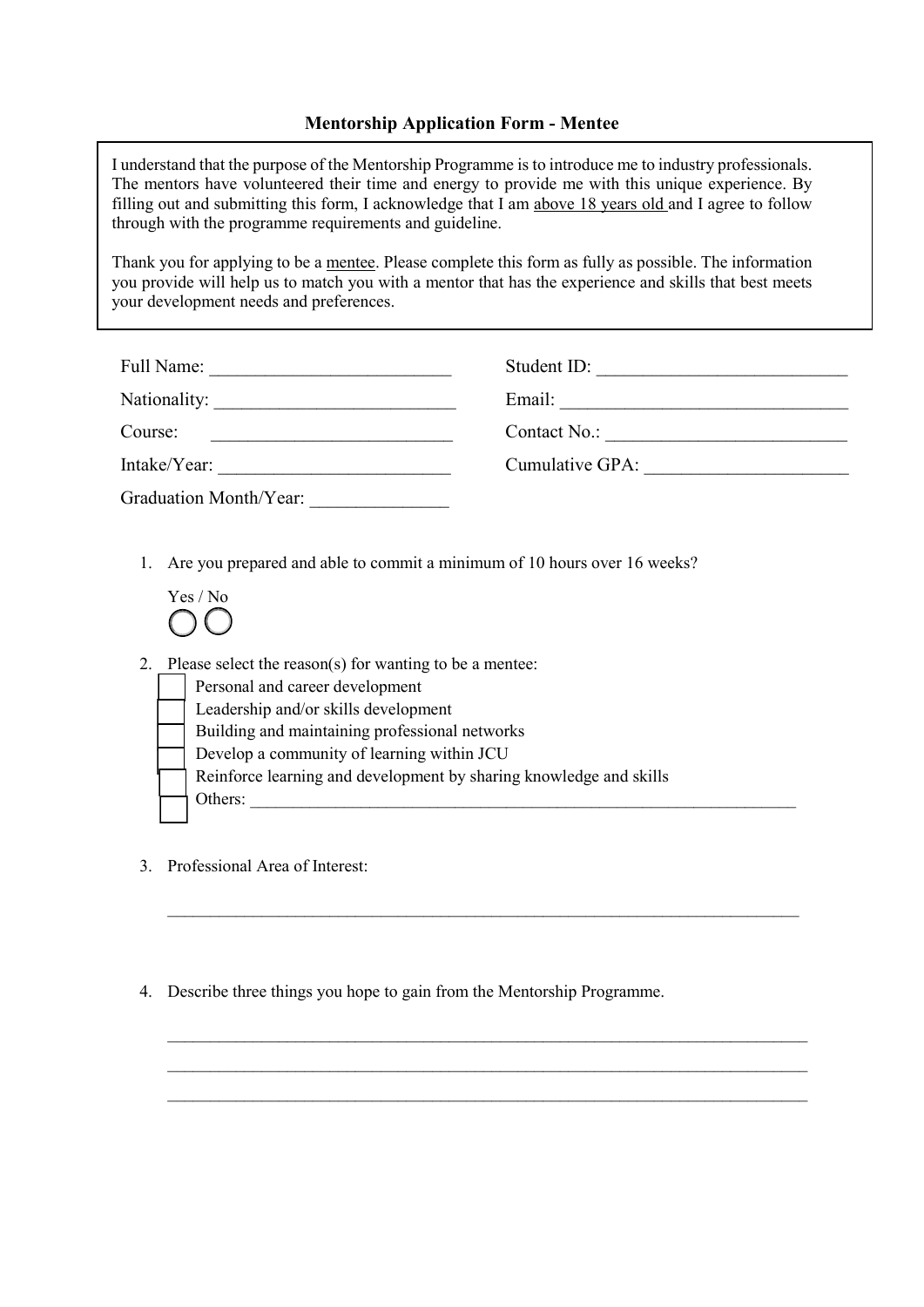## Mentorship Application Form - Mentee

I understand that the purpose of the Mentorship Programme is to introduce me to industry professionals. The mentors have volunteered their time and energy to provide me with this unique experience. By filling out and submitting this form, I acknowledge that I am <u>above 18 years old</u> and I agree to follow through with the programme requirements and guideline.

Thank you for applying to be a <u>mentee</u>. Please complete this form as fully as possible. The information you provide will help us to match you with a mentor that has the experience and skills that best meets your development needs and preferences.

Full Name: __________________________

Student ID: ___________________________

Nationality: __________________________

Email: _______________________________

Course: __________________________

Contact No.: __________________________

Intake/Year: _________________________

Cumulative GPA: _____________________

Graduation Month/Year: _______________

1. Are you prepared and able to commit a minimum of 10 hours over 16 weeks?

   Yes / No
   ◯ ◯

2. Please select the reason(s) for wanting to be a mentee:
   - ☐ Personal and career development
   - ☐ Leadership and/or skills development
   - ☐ Building and maintaining professional networks
   - ☐ Develop a community of learning within JCU
   - ☐ Reinforce learning and development by sharing knowledge and skills
   - ☐ Others: ________________________________________________________________

3. Professional Area of Interest:

   ______________________________________________________________________________

4. Describe three things you hope to gain from the Mentorship Programme.

   ______________________________________________________________________________

   ______________________________________________________________________________

   ______________________________________________________________________________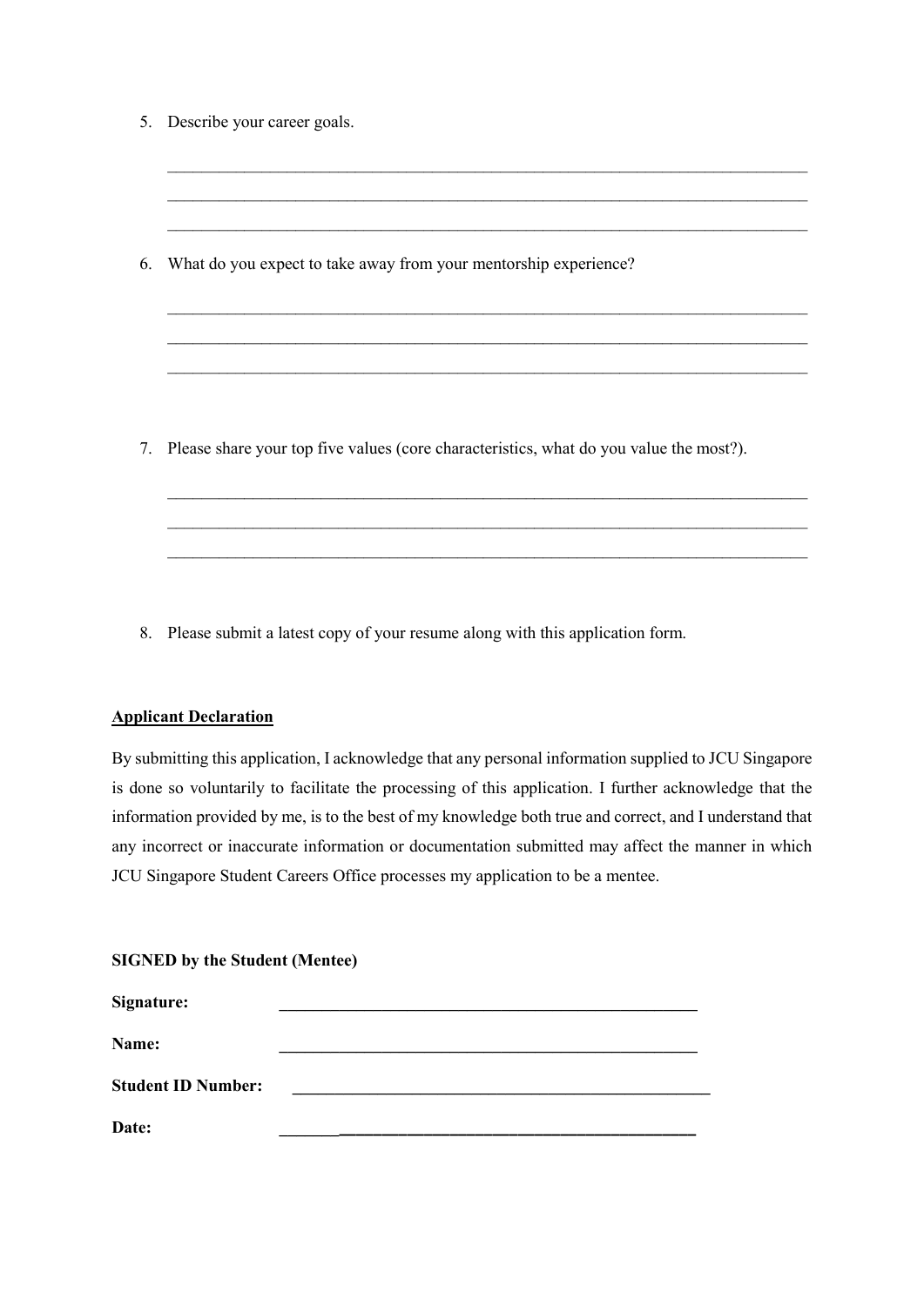5. Describe your career goals.

______________________________________________________________________________

______________________________________________________________________________

______________________________________________________________________________

6. What do you expect to take away from your mentorship experience?

______________________________________________________________________________

______________________________________________________________________________

______________________________________________________________________________

7. Please share your top five values (core characteristics, what do you value the most?).

______________________________________________________________________________

______________________________________________________________________________

______________________________________________________________________________

8. Please submit a latest copy of your resume along with this application form.

**Applicant Declaration**

By submitting this application, I acknowledge that any personal information supplied to JCU Singapore is done so voluntarily to facilitate the processing of this application. I further acknowledge that the information provided by me, is to the best of my knowledge both true and correct, and I understand that any incorrect or inaccurate information or documentation submitted may affect the manner in which JCU Singapore Student Careers Office processes my application to be a mentee.

**SIGNED by the Student (Mentee)**

**Signature:** ______________________________________________

**Name:** ______________________________________________

**Student ID Number:** ______________________________________________

**Date:** ______________________________________________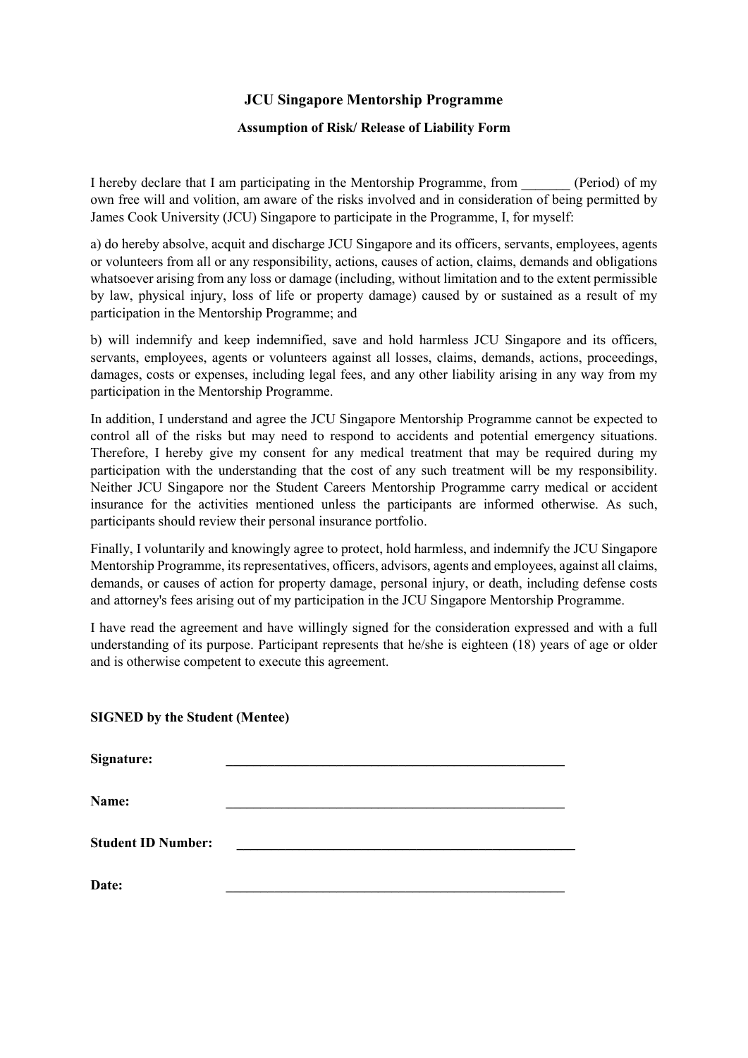# JCU Singapore Mentorship Programme

## Assumption of Risk/ Release of Liability Form

I hereby declare that I am participating in the Mentorship Programme, from _______ (Period) of my own free will and volition, am aware of the risks involved and in consideration of being permitted by James Cook University (JCU) Singapore to participate in the Programme, I, for myself:

a) do hereby absolve, acquit and discharge JCU Singapore and its officers, servants, employees, agents or volunteers from all or any responsibility, actions, causes of action, claims, demands and obligations whatsoever arising from any loss or damage (including, without limitation and to the extent permissible by law, physical injury, loss of life or property damage) caused by or sustained as a result of my participation in the Mentorship Programme; and

b) will indemnify and keep indemnified, save and hold harmless JCU Singapore and its officers, servants, employees, agents or volunteers against all losses, claims, demands, actions, proceedings, damages, costs or expenses, including legal fees, and any other liability arising in any way from my participation in the Mentorship Programme.

In addition, I understand and agree the JCU Singapore Mentorship Programme cannot be expected to control all of the risks but may need to respond to accidents and potential emergency situations. Therefore, I hereby give my consent for any medical treatment that may be required during my participation with the understanding that the cost of any such treatment will be my responsibility. Neither JCU Singapore nor the Student Careers Mentorship Programme carry medical or accident insurance for the activities mentioned unless the participants are informed otherwise. As such, participants should review their personal insurance portfolio.

Finally, I voluntarily and knowingly agree to protect, hold harmless, and indemnify the JCU Singapore Mentorship Programme, its representatives, officers, advisors, agents and employees, against all claims, demands, or causes of action for property damage, personal injury, or death, including defense costs and attorney's fees arising out of my participation in the JCU Singapore Mentorship Programme.

I have read the agreement and have willingly signed for the consideration expressed and with a full understanding of its purpose. Participant represents that he/she is eighteen (18) years of age or older and is otherwise competent to execute this agreement.

**SIGNED by the Student (Mentee)**

**Signature:** ____________________________________________

**Name:** ____________________________________________

**Student ID Number:** ____________________________________________

**Date:** ____________________________________________